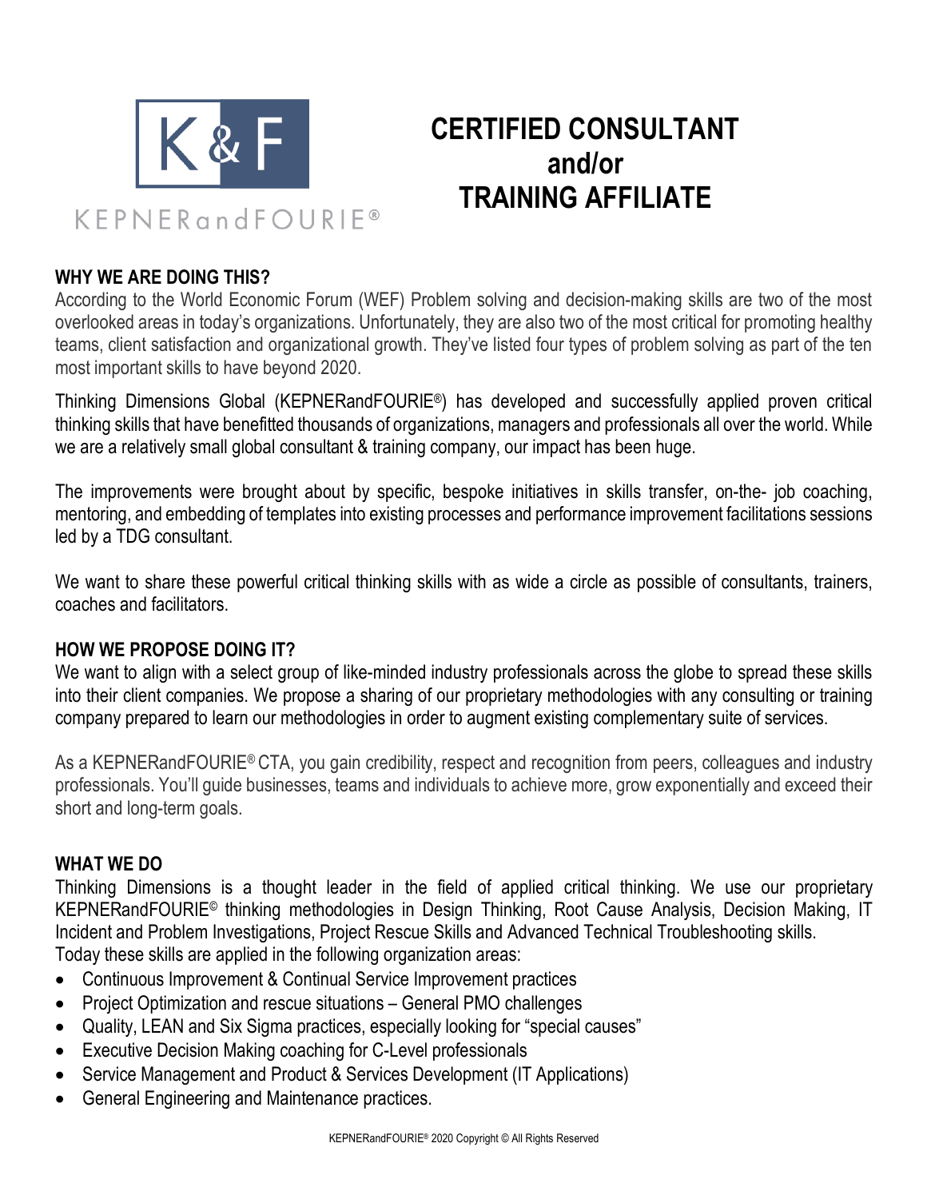K & F

KEPNERandFOURIE®

# CERTIFIED CONSULTANT and/or TRAINING AFFILIATE

## WHY WE ARE DOING THIS?

According to the World Economic Forum (WEF) Problem solving and decision-making skills are two of the most overlooked areas in today's organizations. Unfortunately, they are also two of the most critical for promoting healthy teams, client satisfaction and organizational growth. They've listed four types of problem solving as part of the ten most important skills to have beyond 2020.

Thinking Dimensions Global (KEPNERandFOURIE®) has developed and successfully applied proven critical thinking skills that have benefitted thousands of organizations, managers and professionals all over the world. While we are a relatively small global consultant & training company, our impact has been huge.

The improvements were brought about by specific, bespoke initiatives in skills transfer, on-the- job coaching, mentoring, and embedding of templates into existing processes and performance improvement facilitations sessions led by a TDG consultant.

We want to share these powerful critical thinking skills with as wide a circle as possible of consultants, trainers, coaches and facilitators.

## HOW WE PROPOSE DOING IT?

We want to align with a select group of like-minded industry professionals across the globe to spread these skills into their client companies. We propose a sharing of our proprietary methodologies with any consulting or training company prepared to learn our methodologies in order to augment existing complementary suite of services.

As a KEPNERandFOURIE® CTA, you gain credibility, respect and recognition from peers, colleagues and industry professionals. You'll guide businesses, teams and individuals to achieve more, grow exponentially and exceed their short and long-term goals.

## WHAT WE DO

Thinking Dimensions is a thought leader in the field of applied critical thinking. We use our proprietary KEPNERandFOURIE© thinking methodologies in Design Thinking, Root Cause Analysis, Decision Making, IT Incident and Problem Investigations, Project Rescue Skills and Advanced Technical Troubleshooting skills.
Today these skills are applied in the following organization areas:

- Continuous Improvement & Continual Service Improvement practices
- Project Optimization and rescue situations – General PMO challenges
- Quality, LEAN and Six Sigma practices, especially looking for "special causes"
- Executive Decision Making coaching for C-Level professionals
- Service Management and Product & Services Development (IT Applications)
- General Engineering and Maintenance practices.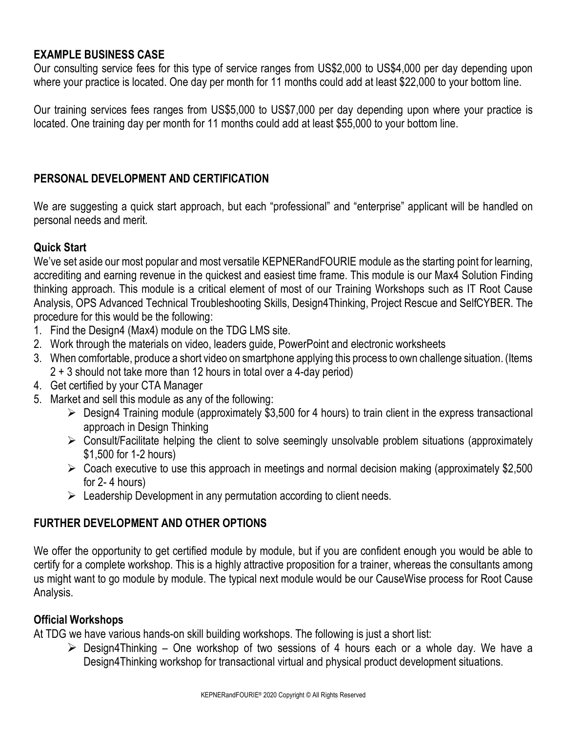## EXAMPLE BUSINESS CASE

Our consulting service fees for this type of service ranges from US$2,000 to US$4,000 per day depending upon where your practice is located. One day per month for 11 months could add at least $22,000 to your bottom line.

Our training services fees ranges from US$5,000 to US$7,000 per day depending upon where your practice is located. One training day per month for 11 months could add at least $55,000 to your bottom line.

## PERSONAL DEVELOPMENT AND CERTIFICATION

We are suggesting a quick start approach, but each "professional" and "enterprise" applicant will be handled on personal needs and merit.

### Quick Start

We've set aside our most popular and most versatile KEPNERandFOURIE module as the starting point for learning, accrediting and earning revenue in the quickest and easiest time frame. This module is our Max4 Solution Finding thinking approach. This module is a critical element of most of our Training Workshops such as IT Root Cause Analysis, OPS Advanced Technical Troubleshooting Skills, Design4Thinking, Project Rescue and SelfCYBER. The procedure for this would be the following:

1. Find the Design4 (Max4) module on the TDG LMS site.
2. Work through the materials on video, leaders guide, PowerPoint and electronic worksheets
3. When comfortable, produce a short video on smartphone applying this process to own challenge situation. (Items 2 + 3 should not take more than 12 hours in total over a 4-day period)
4. Get certified by your CTA Manager
5. Market and sell this module as any of the following:
   - Design4 Training module (approximately $3,500 for 4 hours) to train client in the express transactional approach in Design Thinking
   - Consult/Facilitate helping the client to solve seemingly unsolvable problem situations (approximately $1,500 for 1-2 hours)
   - Coach executive to use this approach in meetings and normal decision making (approximately $2,500 for 2- 4 hours)
   - Leadership Development in any permutation according to client needs.

## FURTHER DEVELOPMENT AND OTHER OPTIONS

We offer the opportunity to get certified module by module, but if you are confident enough you would be able to certify for a complete workshop. This is a highly attractive proposition for a trainer, whereas the consultants among us might want to go module by module. The typical next module would be our CauseWise process for Root Cause Analysis.

### Official Workshops

At TDG we have various hands-on skill building workshops. The following is just a short list:

- Design4Thinking – One workshop of two sessions of 4 hours each or a whole day. We have a Design4Thinking workshop for transactional virtual and physical product development situations.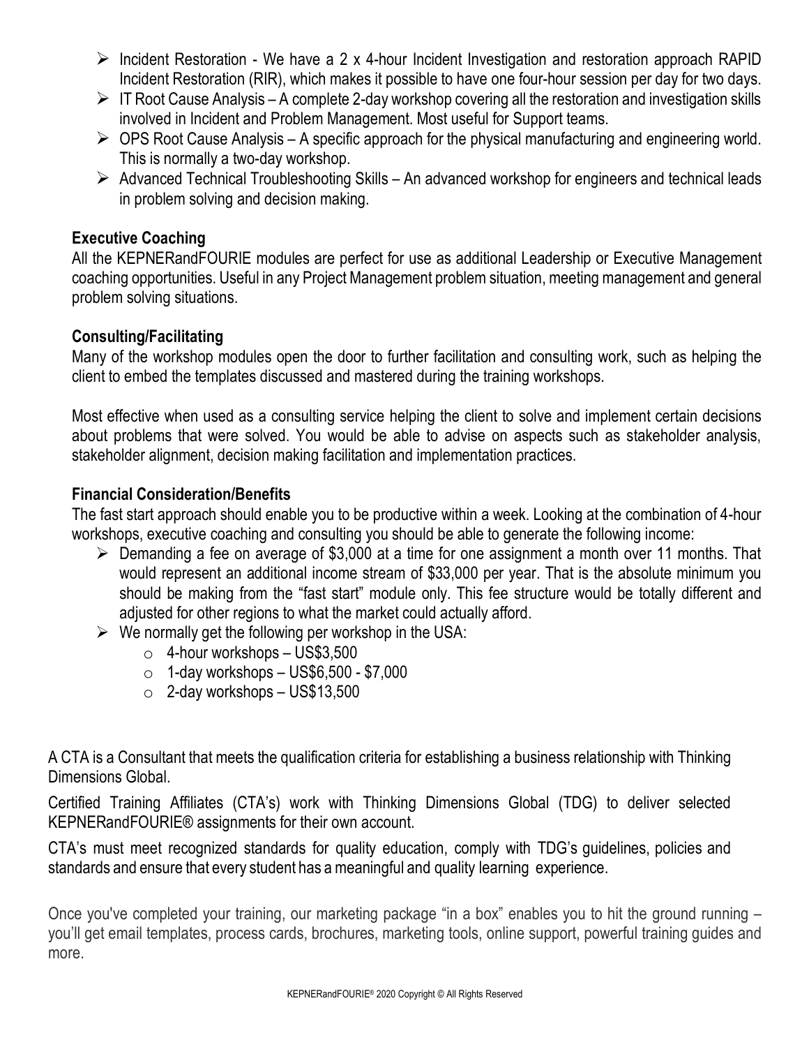- Incident Restoration - We have a 2 x 4-hour Incident Investigation and restoration approach RAPID Incident Restoration (RIR), which makes it possible to have one four-hour session per day for two days.
- IT Root Cause Analysis – A complete 2-day workshop covering all the restoration and investigation skills involved in Incident and Problem Management. Most useful for Support teams.
- OPS Root Cause Analysis – A specific approach for the physical manufacturing and engineering world. This is normally a two-day workshop.
- Advanced Technical Troubleshooting Skills – An advanced workshop for engineers and technical leads in problem solving and decision making.

### Executive Coaching

All the KEPNERandFOURIE modules are perfect for use as additional Leadership or Executive Management coaching opportunities. Useful in any Project Management problem situation, meeting management and general problem solving situations.

### Consulting/Facilitating

Many of the workshop modules open the door to further facilitation and consulting work, such as helping the client to embed the templates discussed and mastered during the training workshops.

Most effective when used as a consulting service helping the client to solve and implement certain decisions about problems that were solved. You would be able to advise on aspects such as stakeholder analysis, stakeholder alignment, decision making facilitation and implementation practices.

### Financial Consideration/Benefits

The fast start approach should enable you to be productive within a week. Looking at the combination of 4-hour workshops, executive coaching and consulting you should be able to generate the following income:

- Demanding a fee on average of $3,000 at a time for one assignment a month over 11 months. That would represent an additional income stream of $33,000 per year. That is the absolute minimum you should be making from the "fast start" module only. This fee structure would be totally different and adjusted for other regions to what the market could actually afford.
- We normally get the following per workshop in the USA:
  - 4-hour workshops – US$3,500
  - 1-day workshops – US$6,500 - $7,000
  - 2-day workshops – US$13,500

A CTA is a Consultant that meets the qualification criteria for establishing a business relationship with Thinking Dimensions Global.

Certified Training Affiliates (CTA's) work with Thinking Dimensions Global (TDG) to deliver selected KEPNERandFOURIE® assignments for their own account.

CTA's must meet recognized standards for quality education, comply with TDG's guidelines, policies and standards and ensure that every student has a meaningful and quality learning experience.

Once you've completed your training, our marketing package "in a box" enables you to hit the ground running – you'll get email templates, process cards, brochures, marketing tools, online support, powerful training guides and more.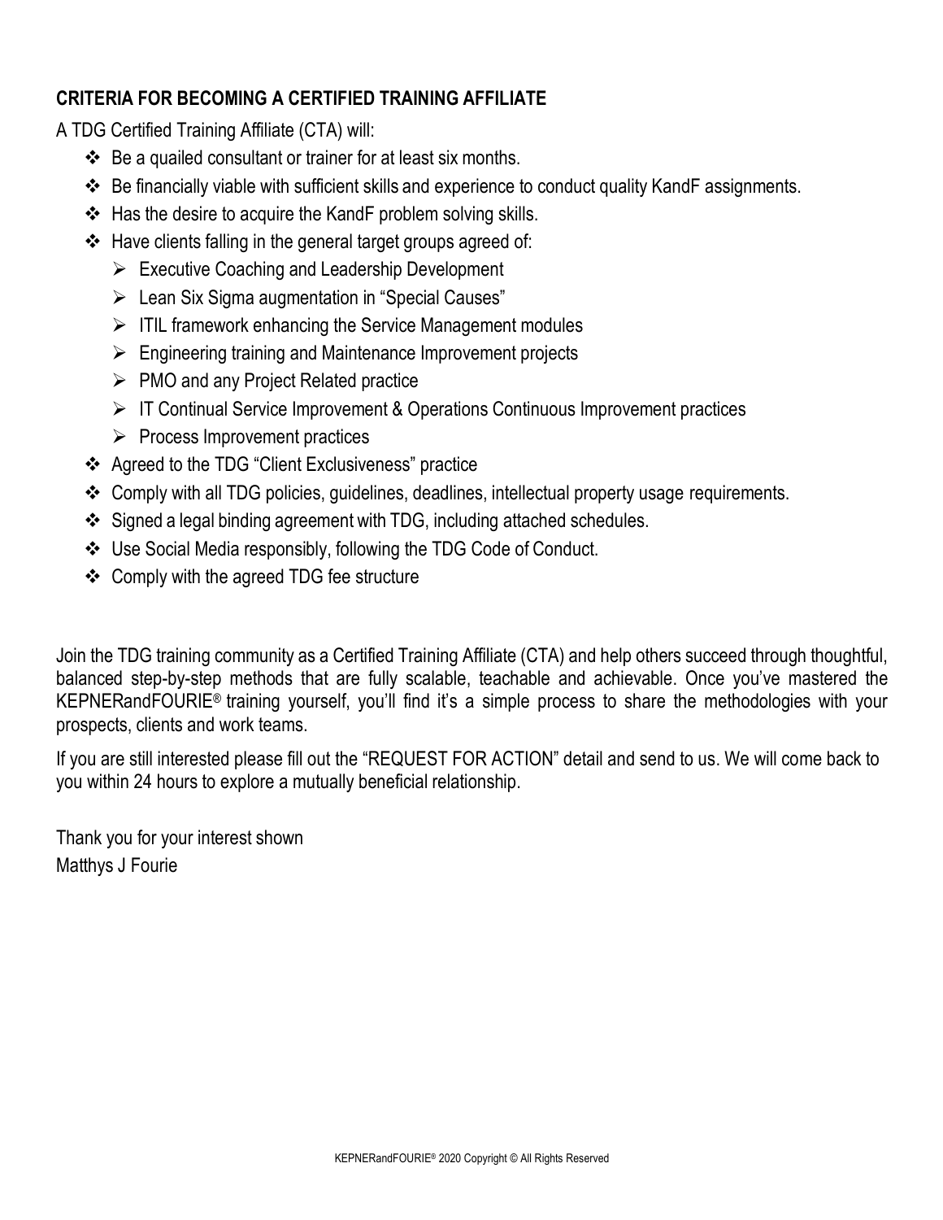## CRITERIA FOR BECOMING A CERTIFIED TRAINING AFFILIATE

A TDG Certified Training Affiliate (CTA) will:

- Be a quailed consultant or trainer for at least six months.
- Be financially viable with sufficient skills and experience to conduct quality KandF assignments.
- Has the desire to acquire the KandF problem solving skills.
- Have clients falling in the general target groups agreed of:
  - Executive Coaching and Leadership Development
  - Lean Six Sigma augmentation in "Special Causes"
  - ITIL framework enhancing the Service Management modules
  - Engineering training and Maintenance Improvement projects
  - PMO and any Project Related practice
  - IT Continual Service Improvement & Operations Continuous Improvement practices
  - Process Improvement practices
- Agreed to the TDG "Client Exclusiveness" practice
- Comply with all TDG policies, guidelines, deadlines, intellectual property usage requirements.
- Signed a legal binding agreement with TDG, including attached schedules.
- Use Social Media responsibly, following the TDG Code of Conduct.
- Comply with the agreed TDG fee structure

Join the TDG training community as a Certified Training Affiliate (CTA) and help others succeed through thoughtful, balanced step-by-step methods that are fully scalable, teachable and achievable. Once you've mastered the KEPNERandFOURIE® training yourself, you'll find it's a simple process to share the methodologies with your prospects, clients and work teams.

If you are still interested please fill out the "REQUEST FOR ACTION" detail and send to us. We will come back to you within 24 hours to explore a mutually beneficial relationship.

Thank you for your interest shown
Matthys J Fourie